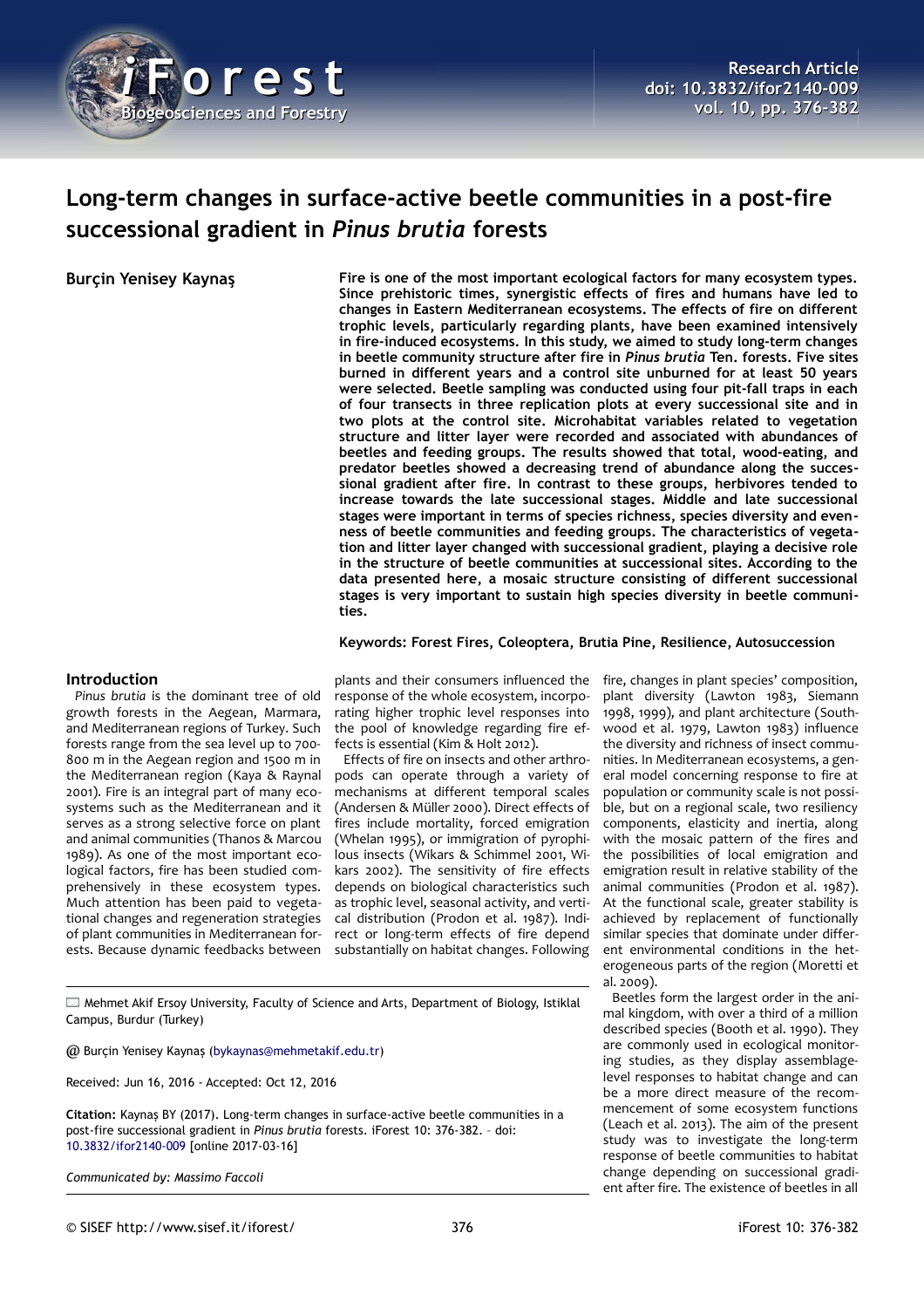Research Article
doi: 10.3832/ifor2140-009
vol. 10, pp. 376-382

# Long-term changes in surface-active beetle communities in a post-fire successional gradient in *Pinus brutia* forests

**Burçin Yenisey Kaynaş**

**Fire is one of the most important ecological factors for many ecosystem types. Since prehistoric times, synergistic effects of fires and humans have led to changes in Eastern Mediterranean ecosystems. The effects of fire on different trophic levels, particularly regarding plants, have been examined intensively in fire-induced ecosystems. In this study, we aimed to study long-term changes in beetle community structure after fire in *Pinus brutia* Ten. forests. Five sites burned in different years and a control site unburned for at least 50 years were selected. Beetle sampling was conducted using four pit-fall traps in each of four transects in three replication plots at every successional site and in two plots at the control site. Microhabitat variables related to vegetation structure and litter layer were recorded and associated with abundances of beetles and feeding groups. The results showed that total, wood-eating, and predator beetles showed a decreasing trend of abundance along the successional gradient after fire. In contrast to these groups, herbivores tended to increase towards the late successional stages. Middle and late successional stages were important in terms of species richness, species diversity and evenness of beetle communities and feeding groups. The characteristics of vegetation and litter layer changed with successional gradient, playing a decisive role in the structure of beetle communities at successional sites. According to the data presented here, a mosaic structure consisting of different successional stages is very important to sustain high species diversity in beetle communities.**

**Keywords: Forest Fires, Coleoptera, Brutia Pine, Resilience, Autosuccession**

## Introduction

*Pinus brutia* is the dominant tree of old growth forests in the Aegean, Marmara, and Mediterranean regions of Turkey. Such forests range from the sea level up to 700-800 m in the Aegean region and 1500 m in the Mediterranean region (Kaya & Raynal 2001). Fire is an integral part of many ecosystems such as the Mediterranean and it serves as a strong selective force on plant and animal communities (Thanos & Marcou 1989). As one of the most important ecological factors, fire has been studied comprehensively in these ecosystem types. Much attention has been paid to vegetational changes and regeneration strategies of plant communities in Mediterranean forests. Because dynamic feedbacks between plants and their consumers influenced the response of the whole ecosystem, incorporating higher trophic level responses into the pool of knowledge regarding fire effects is essential (Kim & Holt 2012).

Effects of fire on insects and other arthropods can operate through a variety of mechanisms at different temporal scales (Andersen & Müller 2000). Direct effects of fires include mortality, forced emigration (Whelan 1995), or immigration of pyrophilous insects (Wikars & Schimmel 2001, Wikars 2002). The sensitivity of fire effects depends on biological characteristics such as trophic level, seasonal activity, and vertical distribution (Prodon et al. 1987). Indirect or long-term effects of fire depend substantially on habitat changes. Following fire, changes in plant species' composition, plant diversity (Lawton 1983, Siemann 1998, 1999), and plant architecture (Southwood et al. 1979, Lawton 1983) influence the diversity and richness of insect communities. In Mediterranean ecosystems, a general model concerning response to fire at population or community scale is not possible, but on a regional scale, two resiliency components, elasticity and inertia, along with the mosaic pattern of the fires and the possibilities of local emigration and emigration result in relative stability of the animal communities (Prodon et al. 1987). At the functional scale, greater stability is achieved by replacement of functionally similar species that dominate under different environmental conditions in the heterogeneous parts of the region (Moretti et al. 2009).

Beetles form the largest order in the animal kingdom, with over a third of a million described species (Booth et al. 1990). They are commonly used in ecological monitoring studies, as they display assemblage-level responses to habitat change and can be a more direct measure of the recommencement of some ecosystem functions (Leach et al. 2013). The aim of the present study was to investigate the long-term response of beetle communities to habitat change depending on successional gradient after fire. The existence of beetles in all

---

Mehmet Akif Ersoy University, Faculty of Science and Arts, Department of Biology, Istiklal Campus, Burdur (Turkey)

@ Burçin Yenisey Kaynaş (bykaynas@mehmetakif.edu.tr)

Received: Jun 16, 2016 - Accepted: Oct 12, 2016

**Citation:** Kaynaş BY (2017). Long-term changes in surface-active beetle communities in a post-fire successional gradient in *Pinus brutia* forests. iForest 10: 376-382. – doi: 10.3832/ifor2140-009 [online 2017-03-16]

*Communicated by: Massimo Faccoli*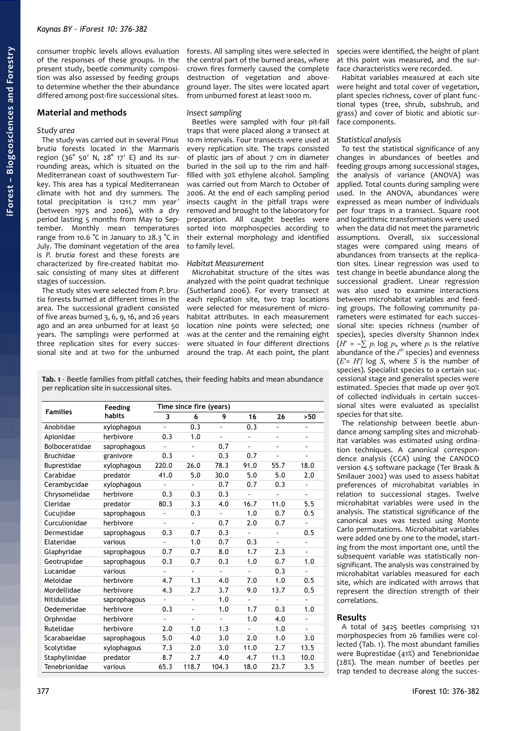consumer trophic levels allows evaluation of the responses of these groups. In the present study, beetle community composition was also assessed by feeding groups to determine whether the their abundance differed among post-fire successional sites.

## Material and methods

### Study area

The study was carried out in several *Pinus brutia* forests located in the Marmaris region (36° 50′ N, 28° 17′ E) and its surrounding areas, which is situated on the Mediterranean coast of southwestern Turkey. This area has a typical Mediterranean climate with hot and dry summers. The total precipitation is 1211.7 mm year$^{-1}$ (between 1975 and 2006), with a dry period lasting 5 months from May to September. Monthly mean temperatures range from 10.6 °C in January to 28.3 °C in July. The dominant vegetation of the area is *P. brutia* forest and these forests are characterized by fire-created habitat mosaic consisting of many sites at different stages of succession.

The study sites were selected from *P. brutia* forests burned at different times in the area. The successional gradient consisted of five areas burned 3, 6, 9, 16, and 26 years ago and an area unburned for at least 50 years. The samplings were performed at three replication sites for every successional site and at two for the unburned forests. All sampling sites were selected in the central part of the burned areas, where crown fires formerly caused the complete destruction of vegetation and above-ground layer. The sites were located apart from unburned forest at least 1000 m.

### Insect sampling

Beetles were sampled with four pit-fall traps that were placed along a transect at 10-m intervals. Four transects were used at every replication site. The traps consisted of plastic jars of about 7 cm in diameter buried in the soil up to the rim and half-filled with 30% ethylene alcohol. Sampling was carried out from March to October of 2006. At the end of each sampling period insects caught in the pitfall traps were removed and brought to the laboratory for preparation. All caught beetles were sorted into morphospecies according to their external morphology and identified to family level.

### Habitat Measurement

Microhabitat structure of the sites was analyzed with the point quadrat technique (Sutherland 2006). For every transect at each replication site, two trap locations were selected for measurement of microhabitat attributes. In each measurement location nine points were selected; one was at the center and the remaining eight were situated in four different directions around the trap. At each point, the plant species were identified, the height of plant at this point was measured, and the surface characteristics were recorded.

Habitat variables measured at each site were height and total cover of vegetation, plant species richness, cover of plant functional types (tree, shrub, subshrub, and grass) and cover of biotic and abiotic surface components.

### Statistical analysis

To test the statistical significance of any changes in abundances of beetles and feeding groups among successional stages, the analysis of variance (ANOVA) was applied. Total counts during sampling were used. In the ANOVA, abundances were expressed as mean number of individuals per four traps in a transect. Square root and logarithmic transformations were used when the data did not meet the parametric assumptions. Overall, six successional stages were compared using means of abundances from transects at the replication sites. Linear regression was used to test change in beetle abundance along the successional gradient. Linear regression was also used to examine interactions between microhabitat variables and feeding groups. The following community parameters were estimated for each successional site: species richness (number of species), species diversity Shannon index ($H' = -\sum p_i \log p_i$, where $p_i$ is the relative abundance of the $i^{th}$ species) and evenness ($E' = H'/ \log S$, where $S$ is the number of species). Specialist species to a certain successional stage and generalist species were estimated. Species that made up over 90% of collected individuals in certain successional sites were evaluated as specialist species for that site.

The relationship between beetle abundance among sampling sites and microhabitat variables was estimated using ordination techniques. A canonical correspondence analysis (CCA) using the CANOCO version 4.5 software package (Ter Braak & Smilauer 2002) was used to assess habitat preferences of microhabitat variables in relation to successional stages. Twelve microhabitat variables were used in the analysis. The statistical significance of the canonical axes was tested using Monte Carlo permutations. Microhabitat variables were added one by one to the model, starting from the most important one, until the subsequent variable was statistically non-significant. The analysis was constrained by microhabitat variables measured for each site, which are indicated with arrows that represent the direction strength of their correlations.

**Tab. 1** - Beetle families from pitfall catches, their feeding habits and mean abundance per replication site in successional sites.

| Families | Feeding habits | Time since fire (years) | | | | | |
|---|---|---|---|---|---|---|---|
| | | 3 | 6 | 9 | 16 | 26 | >50 |
| Anobiidae | xylophagous | - | 0.3 | - | 0.3 | - | - |
| Apionidae | herbivore | 0.3 | 1.0 | - | - | - | - |
| Bolboceratidae | saprophagous | - | - | 0.7 | - | - | - |
| Bruchidae | granivore | 0.3 | - | 0.3 | 0.7 | - | - |
| Buprestidae | xylophagous | 220.0 | 26.0 | 78.3 | 91.0 | 55.7 | 18.0 |
| Carabidae | predator | 41.0 | 5.0 | 30.0 | 5.0 | 5.0 | 2.0 |
| Cerambycidae | xylophagous | - | - | 0.7 | 0.7 | 0.3 | - |
| Chrysomelidae | herbivore | 0.3 | 0.3 | 0.3 | - | - | - |
| Cleridae | predator | 80.3 | 3.3 | 4.0 | 16.7 | 11.0 | 5.5 |
| Cucujidae | saprophagous | - | 0.3 | - | 1.0 | 0.7 | 0.5 |
| Curculionidae | herbivore | - | - | 0.7 | 2.0 | 0.7 | - |
| Dermestidae | saprophagous | 0.3 | 0.7 | 0.3 | - | - | 0.5 |
| Elateridae | various | - | 1.0 | 0.7 | 0.3 | - | - |
| Glaphyridae | saprophagous | 0.7 | 0.7 | 8.0 | 1.7 | 2.3 | - |
| Geotrupidae | saprophagous | 0.3 | 0.7 | 0.3 | 1.0 | 0.7 | 1.0 |
| Lucanidae | various | - | - | - | - | 0.3 | - |
| Meloidae | herbivore | 4.7 | 1.3 | 4.0 | 7.0 | 1.0 | 0.5 |
| Mordellidae | herbivore | 4.3 | 2.7 | 3.7 | 9.0 | 13.7 | 0.5 |
| Nitidulidae | saprophagous | - | - | 1.0 | - | - | - |
| Oedemeridae | herbivore | 0.3 | - | 1.0 | 1.7 | 0.3 | 1.0 |
| Orphnidae | herbivore | - | - | - | 1.0 | 4.0 | - |
| Rutelidae | herbivore | 2.0 | 1.0 | 1.3 | - | 1.0 | - |
| Scarabaeidae | saprophagous | 5.0 | 4.0 | 3.0 | 2.0 | 1.0 | 3.0 |
| Scolytidae | xylophagous | 7.3 | 2.0 | 3.0 | 11.0 | 2.7 | 13.5 |
| Staphylinidae | predator | 8.7 | 2.7 | 4.0 | 4.7 | 11.3 | 10.0 |
| Tenebrionidae | various | 65.3 | 118.7 | 104.3 | 18.0 | 23.7 | 3.5 |

## Results

A total of 3425 beetles comprising 121 morphospecies from 26 families were collected (Tab. 1). The most abundant families were Buprestidae (41%) and Tenebrionidae (28%). The mean number of beetles per trap tended to decrease along the succes-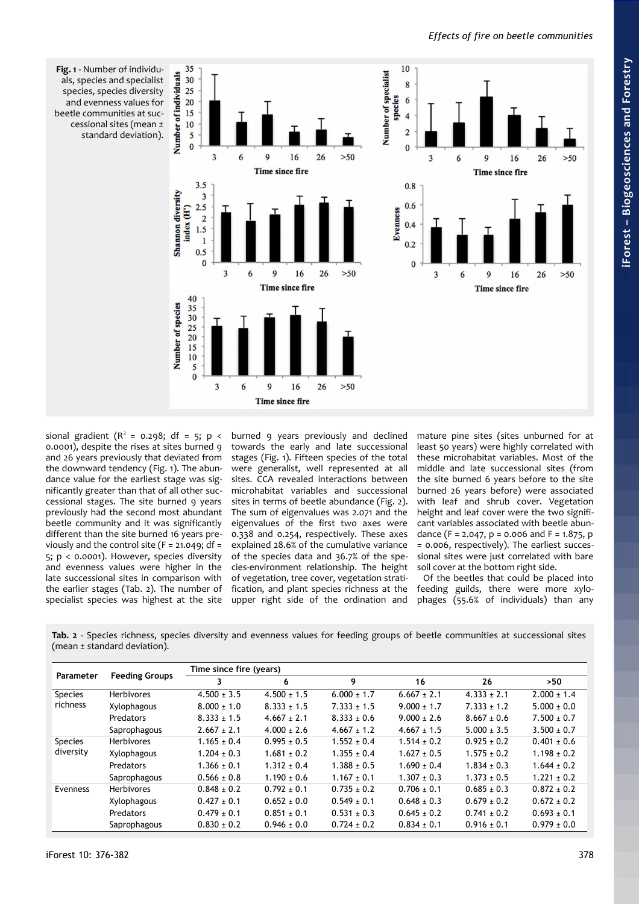**Fig. 1** - Number of individuals, species and specialist species, species diversity and evenness values for beetle communities at successional sites (mean ± standard deviation).

sional gradient ($R^2$ = 0.298; df = 5; p < 0.0001), despite the rises at sites burned 9 and 26 years previously that deviated from the downward tendency (Fig. 1). The abundance value for the earliest stage was significantly greater than that of all other successional stages. The site burned 9 years previously had the second most abundant beetle community and it was significantly different than the site burned 16 years previously and the control site (F = 21.049; df = 5; p < 0.0001). However, species diversity and evenness values were higher in the late successional sites in comparison with the earlier stages (Tab. 2). The number of specialist species was highest at the site burned 9 years previously and declined towards the early and late successional stages (Fig. 1). Fifteen species of the total were generalist, well represented at all sites. CCA revealed interactions between microhabitat variables and successional sites in terms of beetle abundance (Fig. 2). The sum of eigenvalues was 2.071 and the eigenvalues of the first two axes were 0.338 and 0.254, respectively. These axes explained 28.6% of the cumulative variance of the species data and 36.7% of the species-environment relationship. The height of vegetation, tree cover, vegetation stratification, and plant species richness at the upper right side of the ordination and mature pine sites (sites unburned for at least 50 years) were highly correlated with these microhabitat variables. Most of the middle and late successional sites (from the site burned 6 years before to the site burned 26 years before) were associated with leaf and shrub cover. Vegetation height and leaf cover were the two significant variables associated with beetle abundance (F = 2.047, p = 0.006 and F = 1.875, p = 0.006, respectively). The earliest successional sites were just correlated with bare soil cover at the bottom right side.

Of the beetles that could be placed into feeding guilds, there were more xylophages (55.6% of individuals) than any

**Tab. 2** - Species richness, species diversity and evenness values for feeding groups of beetle communities at successional sites (mean ± standard deviation).

| Parameter | Feeding Groups | Time since fire (years) | | | | | |
|---|---|---|---|---|---|---|---|
| | | 3 | 6 | 9 | 16 | 26 | >50 |
| Species richness | Herbivores | 4.500 ± 3.5 | 4.500 ± 1.5 | 6.000 ± 1.7 | 6.667 ± 2.1 | 4.333 ± 2.1 | 2.000 ± 1.4 |
| | Xylophagous | 8.000 ± 1.0 | 8.333 ± 1.5 | 7.333 ± 1.5 | 9.000 ± 1.7 | 7.333 ± 1.2 | 5.000 ± 0.0 |
| | Predators | 8.333 ± 1.5 | 4.667 ± 2.1 | 8.333 ± 0.6 | 9.000 ± 2.6 | 8.667 ± 0.6 | 7.500 ± 0.7 |
| | Saprophagous | 2.667 ± 2.1 | 4.000 ± 2.6 | 4.667 ± 1.2 | 4.667 ± 1.5 | 5.000 ± 3.5 | 3.500 ± 0.7 |
| Species diversity | Herbivores | 1.165 ± 0.4 | 0.995 ± 0.5 | 1.552 ± 0.4 | 1.514 ± 0.2 | 0.925 ± 0.2 | 0.401 ± 0.6 |
| | Xylophagous | 1.204 ± 0.3 | 1.681 ± 0.2 | 1.355 ± 0.4 | 1.627 ± 0.5 | 1.575 ± 0.2 | 1.198 ± 0.2 |
| | Predators | 1.366 ± 0.1 | 1.312 ± 0.4 | 1.388 ± 0.5 | 1.690 ± 0.4 | 1.834 ± 0.3 | 1.644 ± 0.2 |
| | Saprophagous | 0.566 ± 0.8 | 1.190 ± 0.6 | 1.167 ± 0.1 | 1.307 ± 0.3 | 1.373 ± 0.5 | 1.221 ± 0.2 |
| Evenness | Herbivores | 0.848 ± 0.2 | 0.792 ± 0.1 | 0.735 ± 0.2 | 0.706 ± 0.1 | 0.685 ± 0.3 | 0.872 ± 0.2 |
| | Xylophagous | 0.427 ± 0.1 | 0.652 ± 0.0 | 0.549 ± 0.1 | 0.648 ± 0.3 | 0.679 ± 0.2 | 0.672 ± 0.2 |
| | Predators | 0.479 ± 0.1 | 0.851 ± 0.1 | 0.531 ± 0.3 | 0.645 ± 0.2 | 0.741 ± 0.2 | 0.693 ± 0.1 |
| | Saprophagous | 0.830 ± 0.2 | 0.946 ± 0.0 | 0.724 ± 0.2 | 0.834 ± 0.1 | 0.916 ± 0.1 | 0.979 ± 0.0 |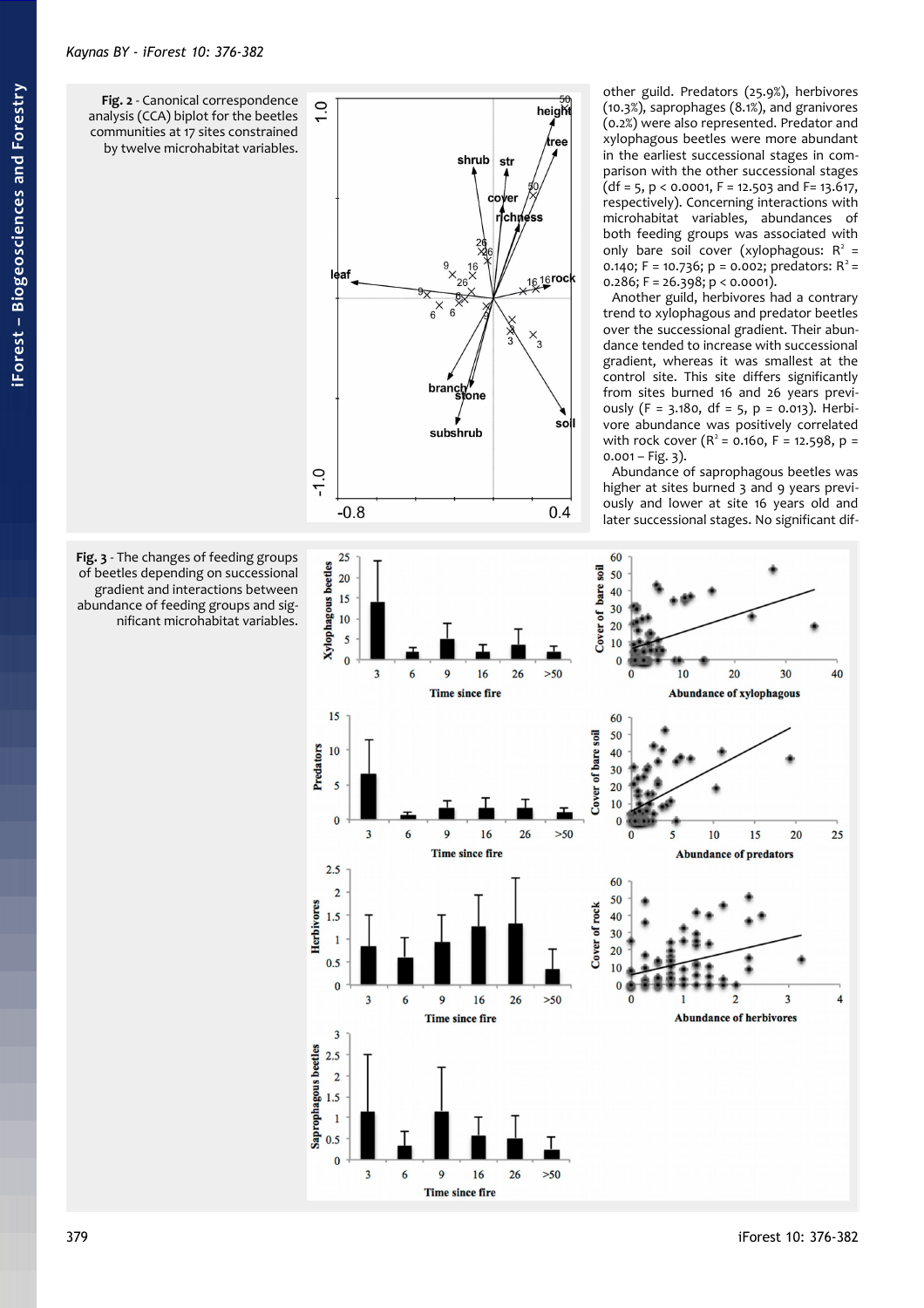other guild. Predators (25.9%), herbivores (10.3%), saprophages (8.1%), and granivores (0.2%) were also represented. Predator and xylophagous beetles were more abundant in the earliest successional stages in comparison with the other successional stages (df = 5, $p < 0.0001$, F = 12.503 and F= 13.617, respectively). Concerning interactions with microhabitat variables, abundances of both feeding groups was associated with only bare soil cover (xylophagous: $R^2$ = 0.140; F = 10.736; p = 0.002; predators: $R^2$ = 0.286; F = 26.398; $p < 0.0001$).

Another guild, herbivores had a contrary trend to xylophagous and predator beetles over the successional gradient. Their abundance tended to increase with successional gradient, whereas it was smallest at the control site. This site differs significantly from sites burned 16 and 26 years previously (F = 3.180, df = 5, p = 0.013). Herbivore abundance was positively correlated with rock cover ($R^2$ = 0.160, F = 12.598, p = 0.001 – Fig. 3).

Abundance of saprophagous beetles was higher at sites burned 3 and 9 years previously and lower at site 16 years old and later successional stages. No significant dif-

**Fig. 2** - Canonical correspondence analysis (CCA) biplot for the beetles communities at 17 sites constrained by twelve microhabitat variables.

**Fig. 3** - The changes of feeding groups of beetles depending on successional gradient and interactions between abundance of feeding groups and significant microhabitat variables.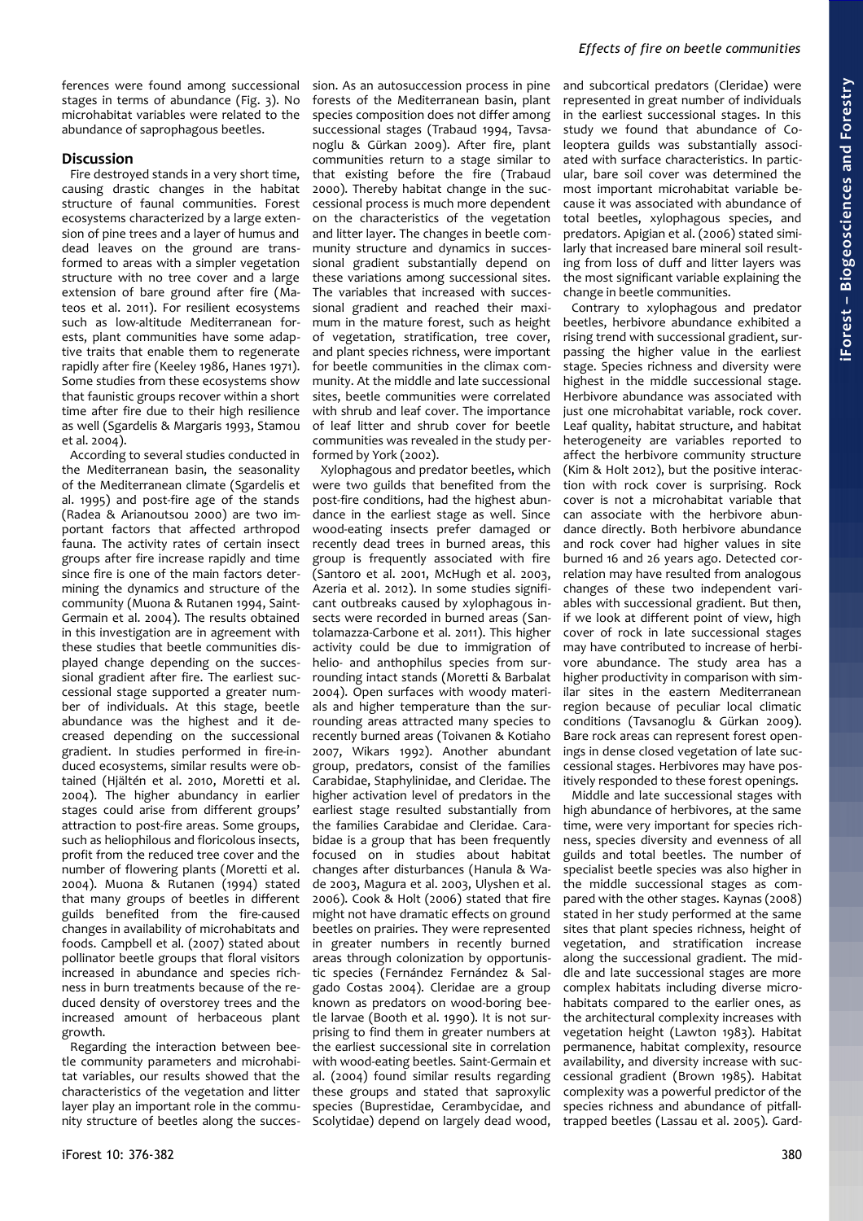ferences were found among successional stages in terms of abundance (Fig. 3). No microhabitat variables were related to the abundance of saprophagous beetles.

## Discussion

Fire destroyed stands in a very short time, causing drastic changes in the habitat structure of faunal communities. Forest ecosystems characterized by a large extension of pine trees and a layer of humus and dead leaves on the ground are transformed to areas with a simpler vegetation structure with no tree cover and a large extension of bare ground after fire (Mateos et al. 2011). For resilient ecosystems such as low-altitude Mediterranean forests, plant communities have some adaptive traits that enable them to regenerate rapidly after fire (Keeley 1986, Hanes 1971). Some studies from these ecosystems show that faunistic groups recover within a short time after fire due to their high resilience as well (Sgardelis & Margaris 1993, Stamou et al. 2004).

According to several studies conducted in the Mediterranean basin, the seasonality of the Mediterranean climate (Sgardelis et al. 1995) and post-fire age of the stands (Radea & Arianoutsou 2000) are two important factors that affected arthropod fauna. The activity rates of certain insect groups after fire increase rapidly and time since fire is one of the main factors determining the dynamics and structure of the community (Muona & Rutanen 1994, Saint-Germain et al. 2004). The results obtained in this investigation are in agreement with these studies that beetle communities displayed change depending on the successional gradient after fire. The earliest successional stage supported a greater number of individuals. At this stage, beetle abundance was the highest and it decreased depending on the successional gradient. In studies performed in fire-induced ecosystems, similar results were obtained (Hjältén et al. 2010, Moretti et al. 2004). The higher abundancy in earlier stages could arise from different groups' attraction to post-fire areas. Some groups, such as heliophilous and floricolous insects, profit from the reduced tree cover and the number of flowering plants (Moretti et al. 2004). Muona & Rutanen (1994) stated that many groups of beetles in different guilds benefited from the fire-caused changes in availability of microhabitats and foods. Campbell et al. (2007) stated about pollinator beetle groups that floral visitors increased in abundance and species richness in burn treatments because of the reduced density of overstorey trees and the increased amount of herbaceous plant growth.

Regarding the interaction between beetle community parameters and microhabitat variables, our results showed that the characteristics of the vegetation and litter layer play an important role in the community structure of beetles along the succession. As an autosuccession process in pine forests of the Mediterranean basin, plant species composition does not differ among successional stages (Trabaud 1994, Tavsanoglu & Gürkan 2009). After fire, plant communities return to a stage similar to that existing before the fire (Trabaud 2000). Thereby habitat change in the successional process is much more dependent on the characteristics of the vegetation and litter layer. The changes in beetle community structure and dynamics in successional gradient substantially depend on these variations among successional sites. The variables that increased with successional gradient and reached their maximum in the mature forest, such as height of vegetation, stratification, tree cover, and plant species richness, were important for beetle communities in the climax community. At the middle and late successional sites, beetle communities were correlated with shrub and leaf cover. The importance of leaf litter and shrub cover for beetle communities was revealed in the study performed by York (2002).

Xylophagous and predator beetles, which were two guilds that benefited from the post-fire conditions, had the highest abundance in the earliest stage as well. Since wood-eating insects prefer damaged or recently dead trees in burned areas, this group is frequently associated with fire (Santoro et al. 2001, McHugh et al. 2003, Azeria et al. 2012). In some studies significant outbreaks caused by xylophagous insects were recorded in burned areas (Santolamazza-Carbone et al. 2011). This higher activity could be due to immigration of helio- and anthophilus species from surrounding intact stands (Moretti & Barbalat 2004). Open surfaces with woody materials and higher temperature than the surrounding areas attracted many species to recently burned areas (Toivanen & Kotiaho 2007, Wikars 1992). Another abundant group, predators, consist of the families Carabidae, Staphylinidae, and Cleridae. The higher activation level of predators in the earliest stage resulted substantially from the families Carabidae and Cleridae. Carabidae is a group that has been frequently focused on in studies about habitat changes after disturbances (Hanula & Wade 2003, Magura et al. 2003, Ulyshen et al. 2006). Cook & Holt (2006) stated that fire might not have dramatic effects on ground beetles on prairies. They were represented in greater numbers in recently burned areas through colonization by opportunistic species (Fernández Fernández & Salgado Costas 2004). Cleridae are a group known as predators on wood-boring beetle larvae (Booth et al. 1990). It is not surprising to find them in greater numbers at the earliest successional site in correlation with wood-eating beetles. Saint-Germain et al. (2004) found similar results regarding these groups and stated that saproxylic species (Buprestidae, Cerambycidae, and Scolytidae) depend on largely dead wood, and subcortical predators (Cleridae) were represented in great number of individuals in the earliest successional stages. In this study we found that abundance of Coleoptera guilds was substantially associated with surface characteristics. In particular, bare soil cover was determined the most important microhabitat variable because it was associated with abundance of total beetles, xylophagous species, and predators. Apigian et al. (2006) stated similarly that increased bare mineral soil resulting from loss of duff and litter layers was the most significant variable explaining the change in beetle communities.

Contrary to xylophagous and predator beetles, herbivore abundance exhibited a rising trend with successional gradient, surpassing the higher value in the earliest stage. Species richness and diversity were highest in the middle successional stage. Herbivore abundance was associated with just one microhabitat variable, rock cover. Leaf quality, habitat structure, and habitat heterogeneity are variables reported to affect the herbivore community structure (Kim & Holt 2012), but the positive interaction with rock cover is surprising. Rock cover is not a microhabitat variable that can associate with the herbivore abundance directly. Both herbivore abundance and rock cover had higher values in site burned 16 and 26 years ago. Detected correlation may have resulted from analogous changes of these two independent variables with successional gradient. But then, if we look at different point of view, high cover of rock in late successional stages may have contributed to increase of herbivore abundance. The study area has a higher productivity in comparison with similar sites in the eastern Mediterranean region because of peculiar local climatic conditions (Tavsanoglu & Gürkan 2009). Bare rock areas can represent forest openings in dense closed vegetation of late successional stages. Herbivores may have positively responded to these forest openings.

Middle and late successional stages with high abundance of herbivores, at the same time, were very important for species richness, species diversity and evenness of all guilds and total beetles. The number of specialist beetle species was also higher in the middle successional stages as compared with the other stages. Kaynas (2008) stated in her study performed at the same sites that plant species richness, height of vegetation, and stratification increase along the successional gradient. The middle and late successional stages are more complex habitats including diverse microhabitats compared to the earlier ones, as the architectural complexity increases with vegetation height (Lawton 1983). Habitat permanence, habitat complexity, resource availability, and diversity increase with successional gradient (Brown 1985). Habitat complexity was a powerful predictor of the species richness and abundance of pitfall-trapped beetles (Lassau et al. 2005). Gard-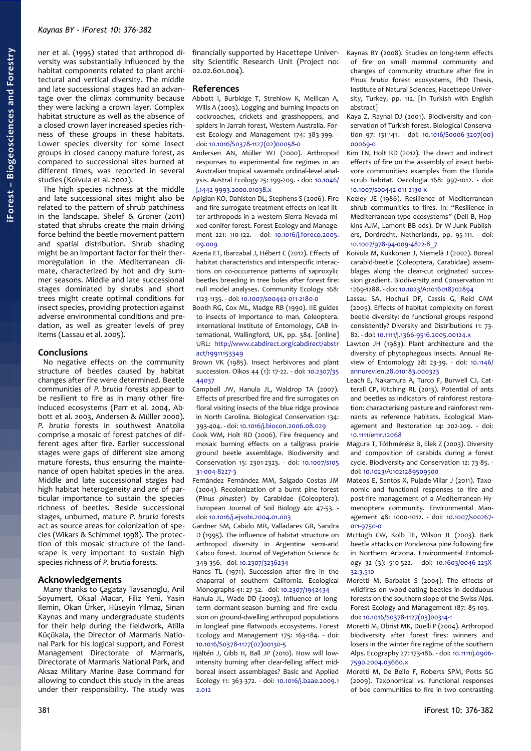ner et al. (1995) stated that arthropod diversity was substantially influenced by the habitat components related to plant architectural and vertical diversity. The middle and late successional stages had an advantage over the climax community because they were lacking a crown layer. Complex habitat structure as well as the absence of a closed crown layer increased species richness of these groups in these habitats. Lower species diversity for some insect groups in closed canopy mature forest, as compared to successional sites burned at different times, was reported in several studies (Koivula et al. 2002).

The high species richness at the middle and late successional sites might also be related to the pattern of shrub patchiness in the landscape. Shelef & Groner (2011) stated that shrubs create the main driving force behind the beetle movement pattern and spatial distribution. Shrub shading might be an important factor for their thermoregulation in the Mediterranean climate, characterized by hot and dry summer seasons. Middle and late successional stages dominated by shrubs and short trees might create optimal conditions for insect species, providing protection against adverse environmental conditions and predation, as well as greater levels of prey items (Lassau et al. 2005).

## Conclusions

No negative effects on the community structure of beetles caused by habitat changes after fire were determined. Beetle communities of *P. brutia* forests appear to be resilient to fire as in many other fire-induced ecosystems (Parr et al. 2004, Abbott et al. 2003, Andersen & Müller 2000). *P. brutia* forests in southwest Anatolia comprise a mosaic of forest patches of different ages after fire. Earlier successional stages were gaps of different size among mature forests, thus ensuring the maintenance of open habitat species in the area. Middle and late successional stages had high habitat heterogeneity and are of particular importance to sustain the species richness of beetles. Beside successional stages, unburned, mature *P. brutia* forests act as source areas for colonization of species (Wikars & Schimmel 1998). The protection of this mosaic structure of the landscape is very important to sustain high species richness of *P. brutia* forests.

## Acknowledgements

Many thanks to Çagatay Tavsanoglu, Anil Soyumert, Oksal Macar, Filiz Yeni, Yasin Ilemin, Okan Ürker, Hüseyin Yilmaz, Sinan Kaynas and many undergraduate students for their help during the fieldwork, Atilla Küçükala, the Director of Marmaris National Park for his logical support, and Forest Management Directorate of Marmaris, Directorate of Marmaris National Park, and Aksaz Military Marine Base Command for allowing to conduct this study in the areas under their responsibility. The study was financially supported by Hacettepe University Scientific Research Unit (Project no: 02.02.601.004).

## References

Abbott I, Burbidge T, Strehlow K, Mellican A, Wills A (2003). Logging and burning impacts on cockroaches, crickets and grasshoppers, and spiders in Jarrah forest, Western Australia. Forest Ecology and Management 174: 383-399. - doi: 10.1016/S0378-1127(02)00058-0

Andersen AN, Müller WJ (2000). Arthropod responses to experimental fire regimes in an Australian tropical savannah: ordinal-level analysis. Austral Ecology 25: 199-209. - doi: 10.1046/j.1442-9993.2000.01038.x

Apigian KO, Dahlsten DL, Stephens S (2006). Fire and fire surrogate treatment effects on leaf litter arthropods in a western Sierra Nevada mixed-conifer forest. Forest Ecology and Management 221: 110-122. - doi: 10.1016/j.foreco.2005.09.009

Azeria ET, Ibarzabal J, Hébert C (2012). Effects of habitat characteristics and interspecific interactions on co-occurrence patterns of saproxylic beetles breeding in tree boles after forest fire: null model analyses. Community Ecology 168: 1123-1135. - doi: 10.1007/s00442-011-2180-0

Booth RG, Cox ML, Madge RB (1990). IIE guides to insects of importance to man. Coleoptera. International Institute of Entomology, CAB International, Wallingford, UK, pp. 384. [online] URL: http://www.cabdirect.org/cabdirect/abstract/19911153349

Brown VK (1985). Insect herbivores and plant succession. Oikos 44 (1): 17-22. - doi: 10.2307/3544037

Campbell JW, Hanula JL, Waldrop TA (2007). Effects of prescribed fire and fire surrogates on floral visiting insects of the blue ridge province in North Carolina. Biological Conservation 134: 393-404. - doi: 10.1016/j.biocon.2006.08.029

Cook WM, Holt RD (2006). Fire frequency and mosaic burning effects on a tallgrass prairie ground beetle assemblage. Biodiversity and Conservation 15: 2301-2323. - doi: 10.1007/s10531-004-8227-3

Fernández Fernández MM, Salgado Costas JM (2004). Recolonization of a burnt pine forest (*Pinus pinaster*) by Carabidae (Coleoptera). European Journal of Soil Biology 40: 47-53. - doi: 10.1016/j.ejsobi.2004.01.003

Gardner SM, Cabido MR, Valladares GR, Sandra D (1995). The influence of habitat structure on arthropod diversity in Argentine semi-arid Cahco forest. Journal of Vegetation Science 6: 349-356. - doi: 10.2307/3236234

Hanes TL (1971). Succession after fire in the chaparral of southern California. Ecological Monographs 41: 27-52. - doi: 10.2307/1942434

Hanula JL, Wade DD (2003). Influence of long-term dormant-season burning and fire exclusion on ground-dwelling arthropod populations in longleaf pine flatwoods ecosystems. Forest Ecology and Management 175: 163-184. - doi: 10.1016/S0378-1127(02)00130-5

Hjältén J, Gibb H, Ball JP (2010). How will low-intensity burning after clear-felling affect mid-boreal insect assemblages? Basic and Applied Ecology 11: 363-372. - doi: 10.1016/j.baae.2009.12.012

Kaynas BY (2008). Studies on long-term effects of fire on small mammal community and changes of community structure after fire in *Pinus brutia* forest ecosystems, PhD Thesis, Institute of Natural Sciences, Hacettepe University, Turkey, pp. 112. [in Turkish with English abstract]

Kaya Z, Raynal DJ (2001). Biodiversity and conservation of Turkish forest. Biological Conservation 97: 131-141. - doi: 10.1016/S0006-3207(00)00069-0

Kim TN, Holt RD (2012). The direct and indirect effects of fire on the assembly of insect herbivore communities: examples from the Florida scrub habitat. Oecologia 168: 997-1012. - doi: 10.1007/s00442-011-2130-x

Keeley JE (1986). Resilience of Mediterranean shrub communities to fires. In: "Resilience in Mediterranean-type ecosystems" (Dell B, Hopkins AJM, Lamont BB eds). Dr W Junk Publishers, Dordrecht, Netherlands, pp. 95-111. - doi: 10.1007/978-94-009-4822-8_7

Koivula M, Kukkonen J, Niemelä J (2002). Boreal carabid-beetle (Coleoptera, Carabidae) assemblages along the clear-cut originated succession gradient. Biodiversity and Conservation 11: 1269-1288. - doi: 10.1023/A:1016018702894

Lassau SA, Hochuli DF, Cassis G, Reid CAM (2005). Effects of habitat complexity on forest beetle diversity: do functional groups respond consistently? Diversity and Distributions 11: 73-82. - doi: 10.1111/j.1366-9516.2005.00124.x

Lawton JH (1983). Plant architecture and the diversity of phytophagous insects. Annual Review of Entomology 28: 23-39. - doi: 10.1146/annurev.en.28.010183.000323

Leach E, Nakamura A, Turco F, Burwell CJ, Catterall CP, Kitching RL (2013). Potential of ants and beetles as indicators of rainforest restoration: characterising pasture and rainforest remnants as reference habitats. Ecological Management and Restoration 14: 202-209. - doi: 10.1111/emr.12068

Magura T, Tóthmérész B, Elek Z (2003). Diversity and composition of carabids during a forest cycle. Biodiversity and Conservation 12: 73-85. - doi: 10.1023/A:1021289509500

Mateos E, Santos X, Pujade-Villar J (2011). Taxonomic and functional responses to fire and post-fire management of a Mediterranean Hymenoptera community. Environmental Management 48: 1000-1012. - doi: 10.1007/s00267-011-9750-0

McHugh CW, Kolb TE, Wilson JL (2003). Bark beetle attacks on Ponderosa pine following fire in Northern Arizona. Environmental Entomology 32 (3): 510-522. - doi: 10.1603/0046-225X-32.3.510

Moretti M, Barbalat S (2004). The effects of wildfires on wood-eating beetles in deciduous forests on the southern slope of the Swiss Alps. Forest Ecology and Management 187: 85-103. - doi: 10.1016/S0378-1127(03)00314-1

Moretti M, Obrist MK, Duelli P (2004). Arthropod biodiversity after forest fires: winners and losers in the winter fire regime of the southern Alps. Ecography 27: 173-186. - doi: 10.1111/j.0906-7590.2004.03660.x

Moretti M, De Bello F, Roberts SPM, Potts SG (2009). Taxonomical *vs.* functional responses of bee communities to fire in two contrasting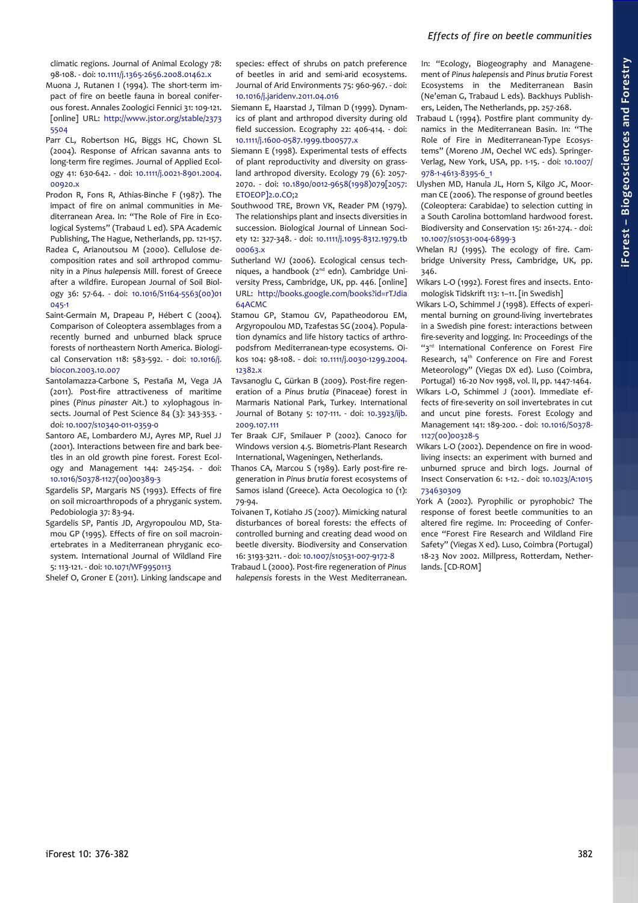climatic regions. Journal of Animal Ecology 78: 98-108. - doi: 10.1111/j.1365-2656.2008.01462.x

Muona J, Rutanen I (1994). The short-term impact of fire on beetle fauna in boreal coniferous forest. Annales Zoologici Fennici 31: 109-121. [online] URL: http://www.jstor.org/stable/23735504

Parr CL, Robertson HG, Biggs HC, Chown SL (2004). Response of African savanna ants to long-term fire regimes. Journal of Applied Ecology 41: 630-642. - doi: 10.1111/j.0021-8901.2004.00920.x

Prodon R, Fons R, Athias-Binche F (1987). The impact of fire on animal communities in Mediterranean Area. In: "The Role of Fire in Ecological Systems" (Trabaud L ed). SPA Academic Publishing, The Hague, Netherlands, pp. 121-157.

Radea C, Arianoutsou M (2000). Cellulose decomposition rates and soil arthropod community in a *Pinus halepensis* Mill. forest of Greece after a wildfire. European Journal of Soil Biology 36: 57-64. - doi: 10.1016/S1164-5563(00)01045-1

Saint-Germain M, Drapeau P, Hébert C (2004). Comparison of Coleoptera assemblages from a recently burned and unburned black spruce forests of northeastern North America. Biological Conservation 118: 583-592. - doi: 10.1016/j.biocon.2003.10.007

Santolamazza-Carbone S, Pestaña M, Vega JA (2011). Post-fire attractiveness of maritime pines (*Pinus pinaster* Ait.) to xylophagous insects. Journal of Pest Science 84 (3): 343-353. - doi: 10.1007/s10340-011-0359-0

Santoro AE, Lombardero MJ, Ayres MP, Ruel JJ (2001). Interactions between fire and bark beetles in an old growth pine forest. Forest Ecology and Management 144: 245-254. - doi: 10.1016/S0378-1127(00)00389-3

Sgardelis SP, Margaris NS (1993). Effects of fire on soil microarthropods of a phryganic system. Pedobiologia 37: 83-94.

Sgardelis SP, Pantis JD, Argyropoulou MD, Stamou GP (1995). Effects of fire on soil macroinvertebrates in a Mediterranean phryganic ecosystem. International Journal of Wildland Fire 5: 113-121. - doi: 10.1071/WF9950113

Shelef O, Groner E (2011). Linking landscape and species: effect of shrubs on patch preference of beetles in arid and semi-arid ecosystems. Journal of Arid Environments 75: 960-967. - doi: 10.1016/j.jaridenv.2011.04.016

Siemann E, Haarstad J, Tilman D (1999). Dynamics of plant and arthropod diversity during old field succession. Ecography 22: 406-414. - doi: 10.1111/j.1600-0587.1999.tb00577.x

Siemann E (1998). Experimental tests of effects of plant reproductivity and diversity on grassland arthropod diversity. Ecology 79 (6): 2057-2070. - doi: 10.1890/0012-9658(1998)079[2057:ETOEOP]2.0.CO;2

Southwood TRE, Brown VK, Reader PM (1979). The relationships plant and insects diversities in succession. Biological Journal of Linnean Society 12: 327-348. - doi: 10.1111/j.1095-8312.1979.tb00063.x

Sutherland WJ (2006). Ecological census techniques, a handbook (2nd edn). Cambridge University Press, Cambridge, UK, pp. 446. [online] URL: http://books.google.com/books?id=rTJdia64ACMC

Stamou GP, Stamou GV, Papatheodorou EM, Argyropoulou MD, Tzafestas SG (2004). Population dynamics and life history tactics of arthropodsfrom Mediterranean-type ecosystems. Oikos 104: 98-108. - doi: 10.1111/j.0030-1299.2004.12382.x

Tavsanoglu C, Gürkan B (2009). Post-fire regeneration of a *Pinus brutia* (Pinaceae) forest in Marmaris National Park, Turkey. International Journal of Botany 5: 107-111. - doi: 10.3923/ijb.2009.107.111

Ter Braak CJF, Smilauer P (2002). Canoco for Windows version 4.5. Biometris-Plant Research International, Wageningen, Netherlands.

Thanos CA, Marcou S (1989). Early post-fire regeneration in *Pinus brutia* forest ecosystems of Samos island (Greece). Acta Oecologica 10 (1): 79-94.

Toivanen T, Kotiaho JS (2007). Mimicking natural disturbances of boreal forests: the effects of controlled burning and creating dead wood on beetle diversity. Biodiversity and Conservation 16: 3193-3211. - doi: 10.1007/s10531-007-9172-8

Trabaud L (2000). Post-fire regeneration of *Pinus halepensis* forests in the West Mediterranean. In: "Ecology, Biogeography and Management of *Pinus halepensis* and *Pinus brutia* Forest Ecosystems in the Mediterranean Basin (Ne'eman G, Trabaud L eds). Backhuys Publishers, Leiden, The Netherlands, pp. 257-268.

Trabaud L (1994). Postfire plant community dynamics in the Mediterranean Basin. In: "The Role of Fire in Mediterranean-Type Ecosystems" (Moreno JM, Oechel WC eds). Springer-Verlag, New York, USA, pp. 1-15. - doi: 10.1007/978-1-4613-8395-6_1

Ulyshen MD, Hanula JL, Horn S, Kilgo JC, Moorman CE (2006). The response of ground beetles (Coleoptera: Carabidae) to selection cutting in a South Carolina bottomland hardwood forest. Biodiversity and Conservation 15: 261-274. - doi: 10.1007/s10531-004-6899-3

Whelan RJ (1995). The ecology of fire. Cambridge University Press, Cambridge, UK, pp. 346.

Wikars L-O (1992). Forest fires and insects. Entomologisk Tidskrift 113: 1-11. [in Swedish]

Wikars L-O, Schimmel J (1998). Effects of experimental burning on ground-living invertebrates in a Swedish pine forest: interactions between fire-severity and logging. In: Proceedings of the "3rd International Conference on Forest Fire Research, 14th Conference on Fire and Forest Meteorology" (Viegas DX ed). Luso (Coimbra, Portugal) 16-20 Nov 1998, vol. II, pp. 1447-1464.

Wikars L-O, Schimmel J (2001). Immediate effects of fire-severity on soil invertebrates in cut and uncut pine forests. Forest Ecology and Management 141: 189-200. - doi: 10.1016/S0378-1127(00)00328-5

Wikars L-O (2002). Dependence on fire in wood-living insects: an experiment with burned and unburned spruce and birch logs. Journal of Insect Conservation 6: 1-12. - doi: 10.1023/A:1015734630309

York A (2002). Pyrophilic or pyrophobic? The response of forest beetle communities to an altered fire regime. In: Proceeding of Conference "Forest Fire Research and Wildland Fire Safety" (Viegas X ed). Luso, Coimbra (Portugal) 18-23 Nov 2002. Millpress, Rotterdam, Netherlands. [CD-ROM]